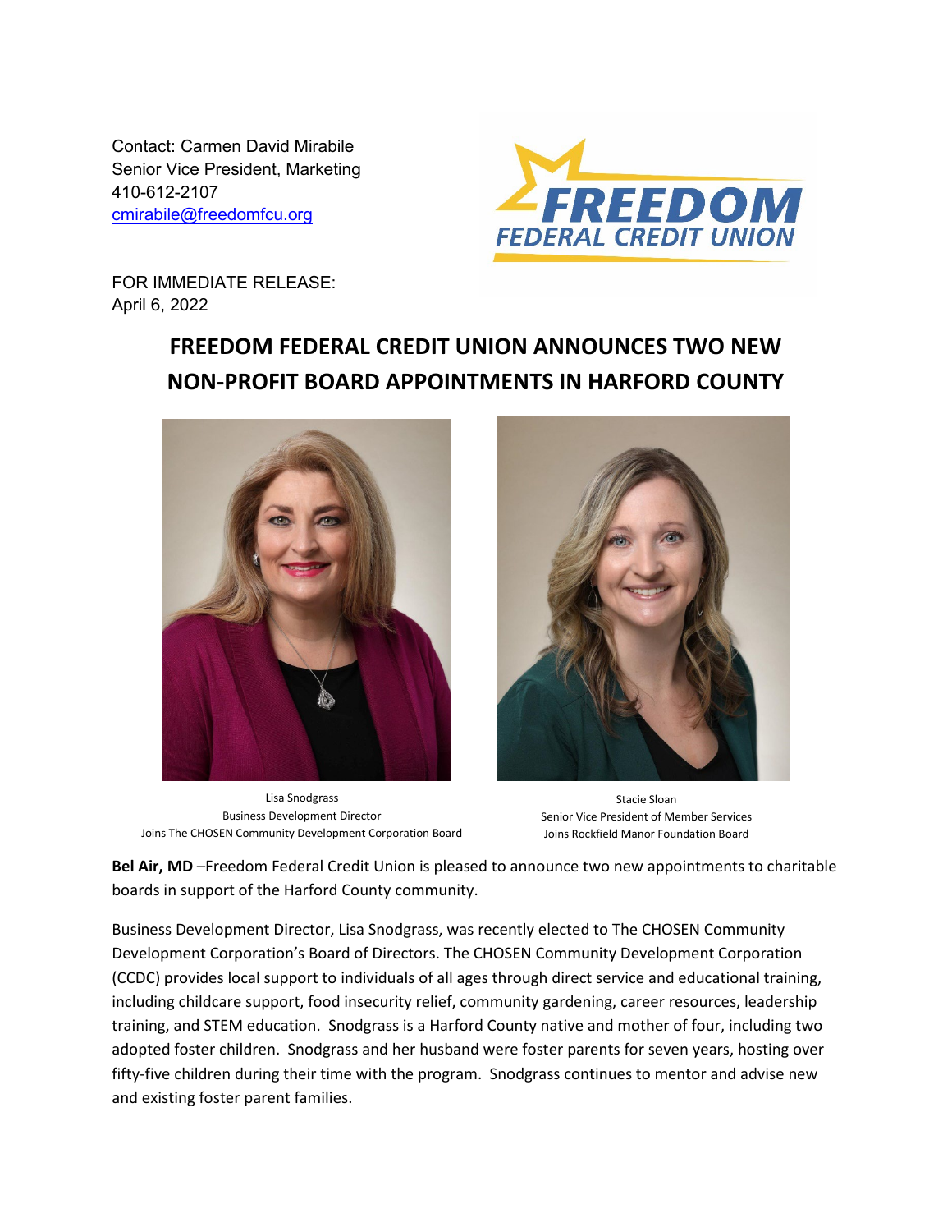Contact: Carmen David Mirabile
Senior Vice President, Marketing
410-612-2107
cmirabile@freedomfcu.org

FREEDOM FEDERAL CREDIT UNION

FOR IMMEDIATE RELEASE:
April 6, 2022

# FREEDOM FEDERAL CREDIT UNION ANNOUNCES TWO NEW NON-PROFIT BOARD APPOINTMENTS IN HARFORD COUNTY

Lisa Snodgrass
Business Development Director
Joins The CHOSEN Community Development Corporation Board

Stacie Sloan
Senior Vice President of Member Services
Joins Rockfield Manor Foundation Board

**Bel Air, MD** –Freedom Federal Credit Union is pleased to announce two new appointments to charitable boards in support of the Harford County community.

Business Development Director, Lisa Snodgrass, was recently elected to The CHOSEN Community Development Corporation's Board of Directors. The CHOSEN Community Development Corporation (CCDC) provides local support to individuals of all ages through direct service and educational training, including childcare support, food insecurity relief, community gardening, career resources, leadership training, and STEM education. Snodgrass is a Harford County native and mother of four, including two adopted foster children. Snodgrass and her husband were foster parents for seven years, hosting over fifty-five children during their time with the program. Snodgrass continues to mentor and advise new and existing foster parent families.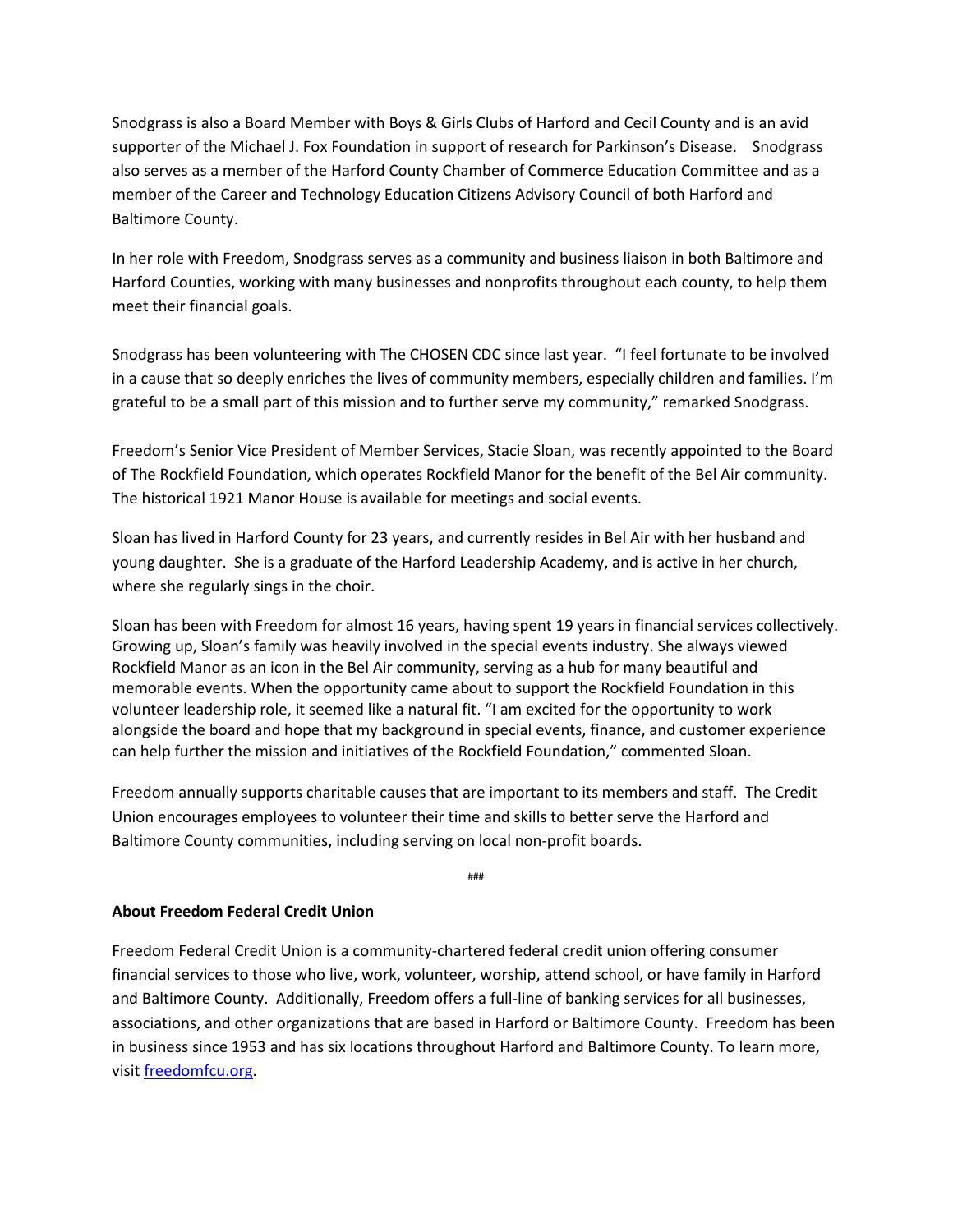Snodgrass is also a Board Member with Boys & Girls Clubs of Harford and Cecil County and is an avid supporter of the Michael J. Fox Foundation in support of research for Parkinson's Disease. Snodgrass also serves as a member of the Harford County Chamber of Commerce Education Committee and as a member of the Career and Technology Education Citizens Advisory Council of both Harford and Baltimore County.

In her role with Freedom, Snodgrass serves as a community and business liaison in both Baltimore and Harford Counties, working with many businesses and nonprofits throughout each county, to help them meet their financial goals.

Snodgrass has been volunteering with The CHOSEN CDC since last year. "I feel fortunate to be involved in a cause that so deeply enriches the lives of community members, especially children and families. I'm grateful to be a small part of this mission and to further serve my community," remarked Snodgrass.

Freedom's Senior Vice President of Member Services, Stacie Sloan, was recently appointed to the Board of The Rockfield Foundation, which operates Rockfield Manor for the benefit of the Bel Air community. The historical 1921 Manor House is available for meetings and social events.

Sloan has lived in Harford County for 23 years, and currently resides in Bel Air with her husband and young daughter. She is a graduate of the Harford Leadership Academy, and is active in her church, where she regularly sings in the choir.

Sloan has been with Freedom for almost 16 years, having spent 19 years in financial services collectively. Growing up, Sloan's family was heavily involved in the special events industry. She always viewed Rockfield Manor as an icon in the Bel Air community, serving as a hub for many beautiful and memorable events. When the opportunity came about to support the Rockfield Foundation in this volunteer leadership role, it seemed like a natural fit. "I am excited for the opportunity to work alongside the board and hope that my background in special events, finance, and customer experience can help further the mission and initiatives of the Rockfield Foundation," commented Sloan.

Freedom annually supports charitable causes that are important to its members and staff. The Credit Union encourages employees to volunteer their time and skills to better serve the Harford and Baltimore County communities, including serving on local non-profit boards.

###

**About Freedom Federal Credit Union**

Freedom Federal Credit Union is a community-chartered federal credit union offering consumer financial services to those who live, work, volunteer, worship, attend school, or have family in Harford and Baltimore County. Additionally, Freedom offers a full-line of banking services for all businesses, associations, and other organizations that are based in Harford or Baltimore County. Freedom has been in business since 1953 and has six locations throughout Harford and Baltimore County. To learn more, visit [freedomfcu.org](freedomfcu.org).